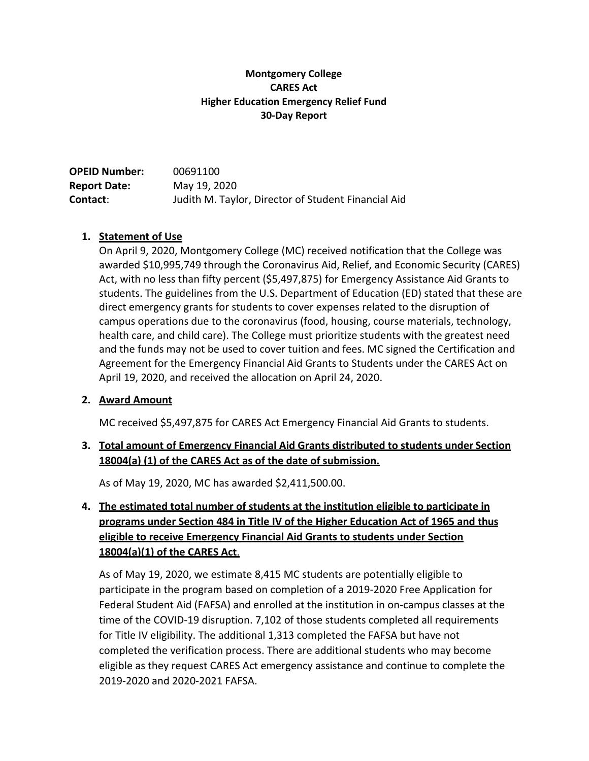**Montgomery College**
**CARES Act**
**Higher Education Emergency Relief Fund**
**30-Day Report**

**OPEID Number:** 00691100
**Report Date:** May 19, 2020
**Contact**: Judith M. Taylor, Director of Student Financial Aid

1. **Statement of Use**

   On April 9, 2020, Montgomery College (MC) received notification that the College was awarded $10,995,749 through the Coronavirus Aid, Relief, and Economic Security (CARES) Act, with no less than fifty percent ($5,497,875) for Emergency Assistance Aid Grants to students. The guidelines from the U.S. Department of Education (ED) stated that these are direct emergency grants for students to cover expenses related to the disruption of campus operations due to the coronavirus (food, housing, course materials, technology, health care, and child care). The College must prioritize students with the greatest need and the funds may not be used to cover tuition and fees. MC signed the Certification and Agreement for the Emergency Financial Aid Grants to Students under the CARES Act on April 19, 2020, and received the allocation on April 24, 2020.

2. **Award Amount**

   MC received $5,497,875 for CARES Act Emergency Financial Aid Grants to students.

3. **Total amount of Emergency Financial Aid Grants distributed to students under Section 18004(a) (1) of the CARES Act as of the date of submission.**

   As of May 19, 2020, MC has awarded $2,411,500.00.

4. **The estimated total number of students at the institution eligible to participate in programs under Section 484 in Title IV of the Higher Education Act of 1965 and thus eligible to receive Emergency Financial Aid Grants to students under Section 18004(a)(1) of the CARES Act.**

   As of May 19, 2020, we estimate 8,415 MC students are potentially eligible to participate in the program based on completion of a 2019-2020 Free Application for Federal Student Aid (FAFSA) and enrolled at the institution in on-campus classes at the time of the COVID-19 disruption. 7,102 of those students completed all requirements for Title IV eligibility. The additional 1,313 completed the FAFSA but have not completed the verification process. There are additional students who may become eligible as they request CARES Act emergency assistance and continue to complete the 2019-2020 and 2020-2021 FAFSA.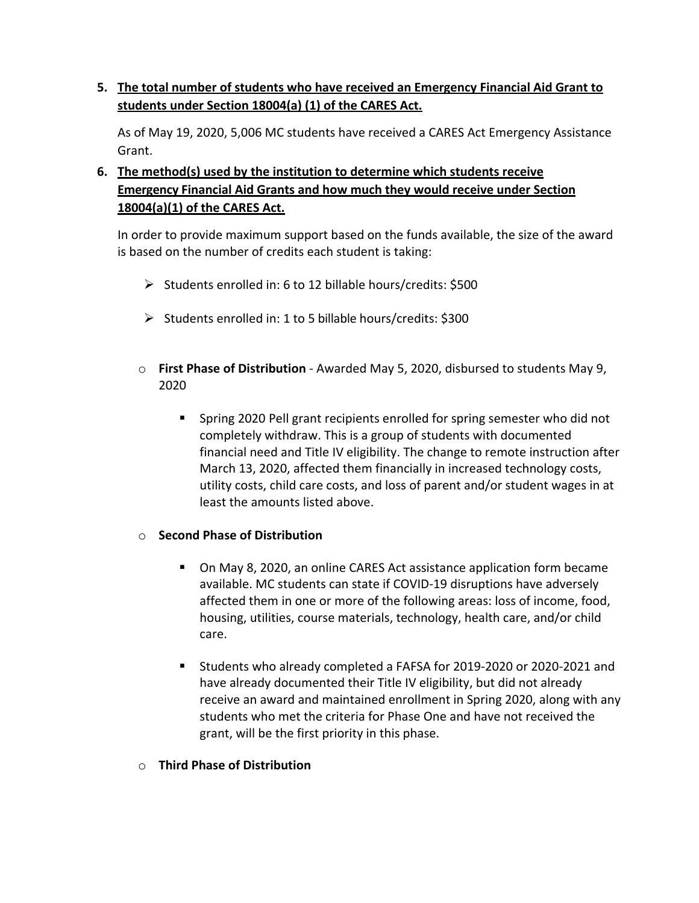5. **<u>The total number of students who have received an Emergency Financial Aid Grant to students under Section 18004(a) (1) of the CARES Act.</u>**

   As of May 19, 2020, 5,006 MC students have received a CARES Act Emergency Assistance Grant.

6. **<u>The method(s) used by the institution to determine which students receive Emergency Financial Aid Grants and how much they would receive under Section 18004(a)(1) of the CARES Act.</u>**

   In order to provide maximum support based on the funds available, the size of the award is based on the number of credits each student is taking:

   - Students enrolled in: 6 to 12 billable hours/credits: $500
   - Students enrolled in: 1 to 5 billable hours/credits: $300

   - **First Phase of Distribution** - Awarded May 5, 2020, disbursed to students May 9, 2020
     - Spring 2020 Pell grant recipients enrolled for spring semester who did not completely withdraw. This is a group of students with documented financial need and Title IV eligibility. The change to remote instruction after March 13, 2020, affected them financially in increased technology costs, utility costs, child care costs, and loss of parent and/or student wages in at least the amounts listed above.

   - **Second Phase of Distribution**
     - On May 8, 2020, an online CARES Act assistance application form became available. MC students can state if COVID-19 disruptions have adversely affected them in one or more of the following areas: loss of income, food, housing, utilities, course materials, technology, health care, and/or child care.
     - Students who already completed a FAFSA for 2019-2020 or 2020-2021 and have already documented their Title IV eligibility, but did not already receive an award and maintained enrollment in Spring 2020, along with any students who met the criteria for Phase One and have not received the grant, will be the first priority in this phase.

   - **Third Phase of Distribution**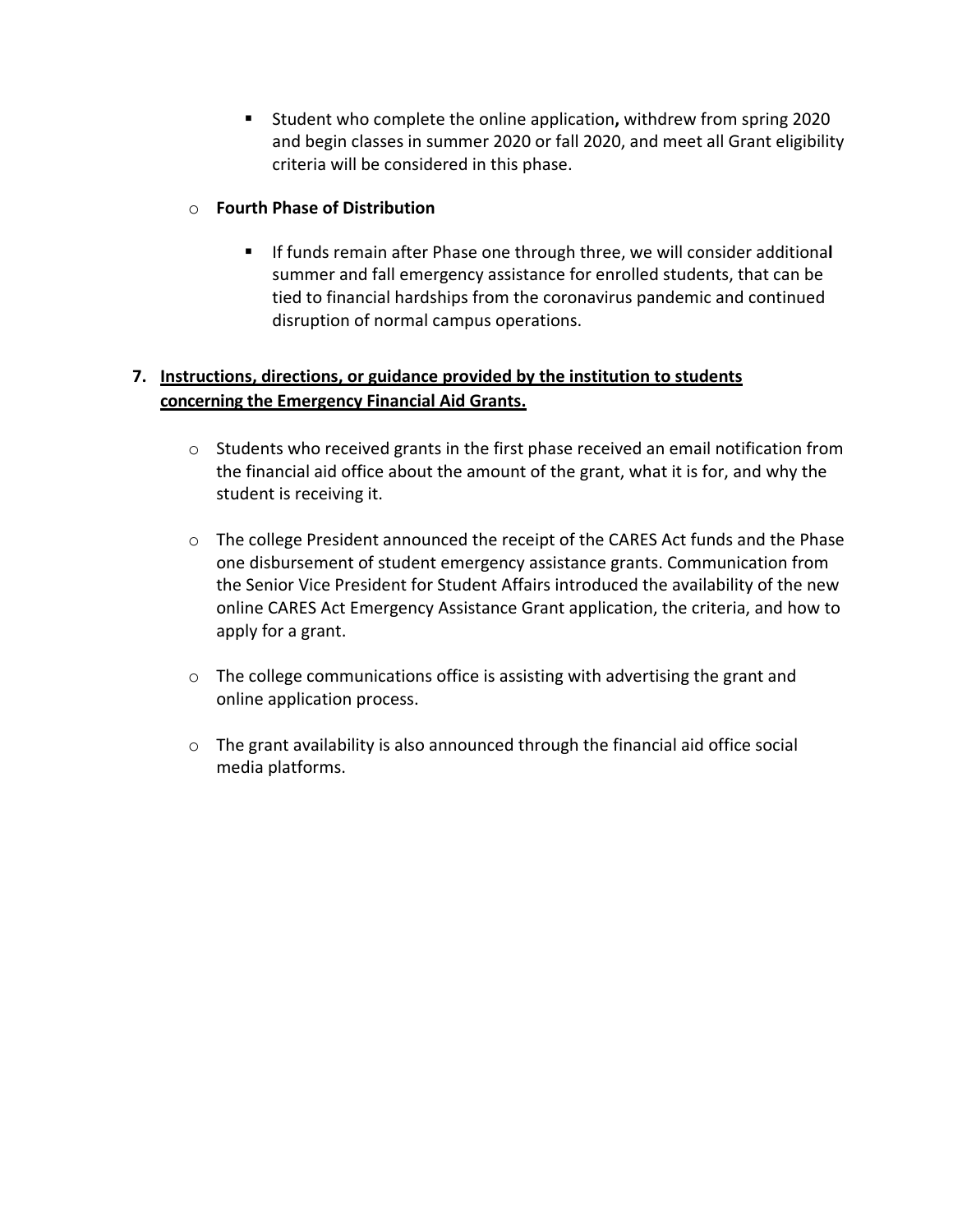- Student who complete the online application**,** withdrew from spring 2020 and begin classes in summer 2020 or fall 2020, and meet all Grant eligibility criteria will be considered in this phase.

- **Fourth Phase of Distribution**
  - If funds remain after Phase one through three, we will consider additiona**l** summer and fall emergency assistance for enrolled students, that can be tied to financial hardships from the coronavirus pandemic and continued disruption of normal campus operations.

7. **Instructions, directions, or guidance provided by the institution to students concerning the Emergency Financial Aid Grants.**

   - Students who received grants in the first phase received an email notification from the financial aid office about the amount of the grant, what it is for, and why the student is receiving it.

   - The college President announced the receipt of the CARES Act funds and the Phase one disbursement of student emergency assistance grants. Communication from the Senior Vice President for Student Affairs introduced the availability of the new online CARES Act Emergency Assistance Grant application, the criteria, and how to apply for a grant.

   - The college communications office is assisting with advertising the grant and online application process.

   - The grant availability is also announced through the financial aid office social media platforms.